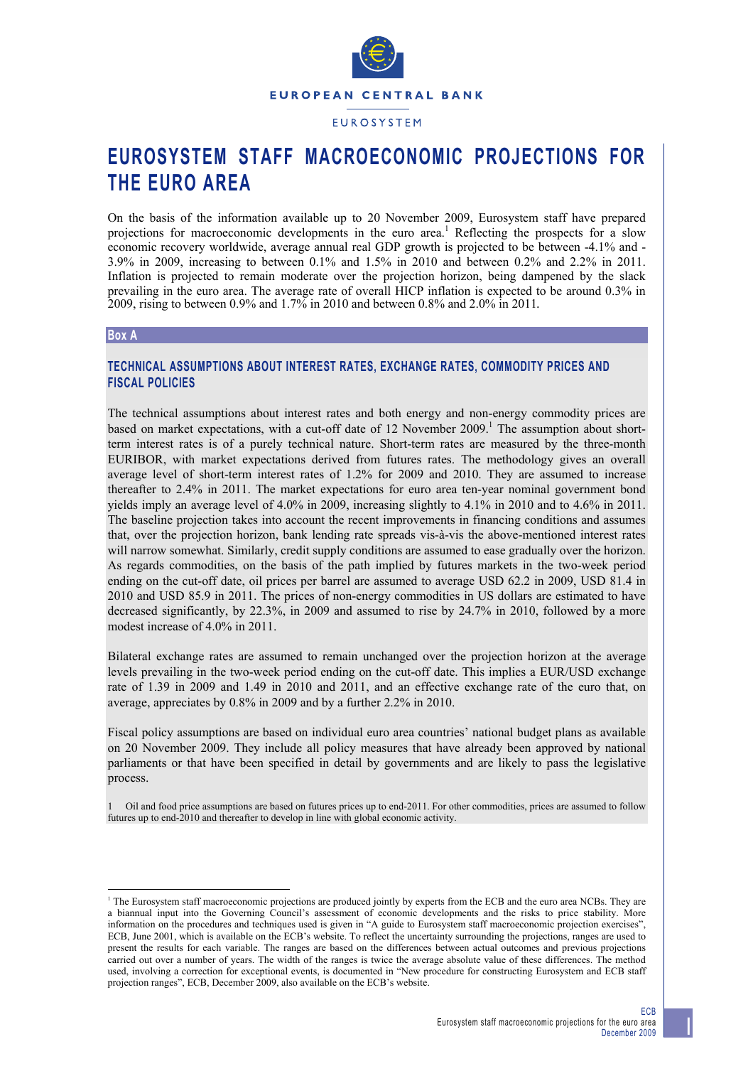EUROPEAN CENTRAL BANK

EUROSYSTEM

# EUROSYSTEM STAFF MACROECONOMIC PROJECTIONS FOR THE EURO AREA

On the basis of the information available up to 20 November 2009, Eurosystem staff have prepared projections for macroeconomic developments in the euro area.[1] Reflecting the prospects for a slow economic recovery worldwide, average annual real GDP growth is projected to be between -4.1% and -3.9% in 2009, increasing to between 0.1% and 1.5% in 2010 and between 0.2% and 2.2% in 2011. Inflation is projected to remain moderate over the projection horizon, being dampened by the slack prevailing in the euro area. The average rate of overall HICP inflation is expected to be around 0.3% in 2009, rising to between 0.9% and 1.7% in 2010 and between 0.8% and 2.0% in 2011.

## Box A

### TECHNICAL ASSUMPTIONS ABOUT INTEREST RATES, EXCHANGE RATES, COMMODITY PRICES AND FISCAL POLICIES

The technical assumptions about interest rates and both energy and non-energy commodity prices are based on market expectations, with a cut-off date of 12 November 2009.[1] The assumption about short-term interest rates is of a purely technical nature. Short-term rates are measured by the three-month EURIBOR, with market expectations derived from futures rates. The methodology gives an overall average level of short-term interest rates of 1.2% for 2009 and 2010. They are assumed to increase thereafter to 2.4% in 2011. The market expectations for euro area ten-year nominal government bond yields imply an average level of 4.0% in 2009, increasing slightly to 4.1% in 2010 and to 4.6% in 2011. The baseline projection takes into account the recent improvements in financing conditions and assumes that, over the projection horizon, bank lending rate spreads vis-à-vis the above-mentioned interest rates will narrow somewhat. Similarly, credit supply conditions are assumed to ease gradually over the horizon. As regards commodities, on the basis of the path implied by futures markets in the two-week period ending on the cut-off date, oil prices per barrel are assumed to average USD 62.2 in 2009, USD 81.4 in 2010 and USD 85.9 in 2011. The prices of non-energy commodities in US dollars are estimated to have decreased significantly, by 22.3%, in 2009 and assumed to rise by 24.7% in 2010, followed by a more modest increase of 4.0% in 2011.

Bilateral exchange rates are assumed to remain unchanged over the projection horizon at the average levels prevailing in the two-week period ending on the cut-off date. This implies a EUR/USD exchange rate of 1.39 in 2009 and 1.49 in 2010 and 2011, and an effective exchange rate of the euro that, on average, appreciates by 0.8% in 2009 and by a further 2.2% in 2010.

Fiscal policy assumptions are based on individual euro area countries' national budget plans as available on 20 November 2009. They include all policy measures that have already been approved by national parliaments or that have been specified in detail by governments and are likely to pass the legislative process.

1 Oil and food price assumptions are based on futures prices up to end-2011. For other commodities, prices are assumed to follow futures up to end-2010 and thereafter to develop in line with global economic activity.

---

[1] The Eurosystem staff macroeconomic projections are produced jointly by experts from the ECB and the euro area NCBs. They are a biannual input into the Governing Council's assessment of economic developments and the risks to price stability. More information on the procedures and techniques used is given in "A guide to Eurosystem staff macroeconomic projection exercises", ECB, June 2001, which is available on the ECB's website. To reflect the uncertainty surrounding the projections, ranges are used to present the results for each variable. The ranges are based on the differences between actual outcomes and previous projections carried out over a number of years. The width of the ranges is twice the average absolute value of these differences. The method used, involving a correction for exceptional events, is documented in "New procedure for constructing Eurosystem and ECB staff projection ranges", ECB, December 2009, also available on the ECB's website.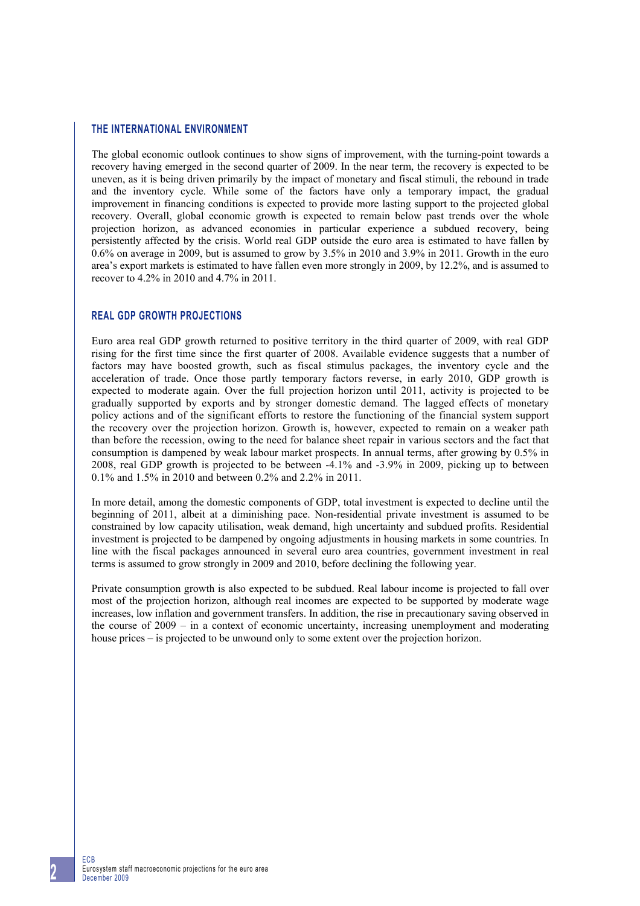## THE INTERNATIONAL ENVIRONMENT

The global economic outlook continues to show signs of improvement, with the turning-point towards a recovery having emerged in the second quarter of 2009. In the near term, the recovery is expected to be uneven, as it is being driven primarily by the impact of monetary and fiscal stimuli, the rebound in trade and the inventory cycle. While some of the factors have only a temporary impact, the gradual improvement in financing conditions is expected to provide more lasting support to the projected global recovery. Overall, global economic growth is expected to remain below past trends over the whole projection horizon, as advanced economies in particular experience a subdued recovery, being persistently affected by the crisis. World real GDP outside the euro area is estimated to have fallen by 0.6% on average in 2009, but is assumed to grow by 3.5% in 2010 and 3.9% in 2011. Growth in the euro area's export markets is estimated to have fallen even more strongly in 2009, by 12.2%, and is assumed to recover to 4.2% in 2010 and 4.7% in 2011.

## REAL GDP GROWTH PROJECTIONS

Euro area real GDP growth returned to positive territory in the third quarter of 2009, with real GDP rising for the first time since the first quarter of 2008. Available evidence suggests that a number of factors may have boosted growth, such as fiscal stimulus packages, the inventory cycle and the acceleration of trade. Once those partly temporary factors reverse, in early 2010, GDP growth is expected to moderate again. Over the full projection horizon until 2011, activity is projected to be gradually supported by exports and by stronger domestic demand. The lagged effects of monetary policy actions and of the significant efforts to restore the functioning of the financial system support the recovery over the projection horizon. Growth is, however, expected to remain on a weaker path than before the recession, owing to the need for balance sheet repair in various sectors and the fact that consumption is dampened by weak labour market prospects. In annual terms, after growing by 0.5% in 2008, real GDP growth is projected to be between -4.1% and -3.9% in 2009, picking up to between 0.1% and 1.5% in 2010 and between 0.2% and 2.2% in 2011.

In more detail, among the domestic components of GDP, total investment is expected to decline until the beginning of 2011, albeit at a diminishing pace. Non-residential private investment is assumed to be constrained by low capacity utilisation, weak demand, high uncertainty and subdued profits. Residential investment is projected to be dampened by ongoing adjustments in housing markets in some countries. In line with the fiscal packages announced in several euro area countries, government investment in real terms is assumed to grow strongly in 2009 and 2010, before declining the following year.

Private consumption growth is also expected to be subdued. Real labour income is projected to fall over most of the projection horizon, although real incomes are expected to be supported by moderate wage increases, low inflation and government transfers. In addition, the rise in precautionary saving observed in the course of 2009 – in a context of economic uncertainty, increasing unemployment and moderating house prices – is projected to be unwound only to some extent over the projection horizon.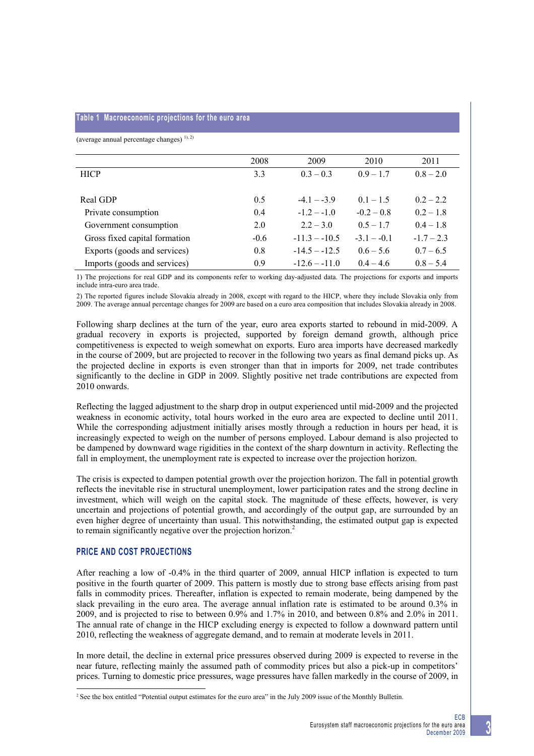**Table 1 Macroeconomic projections for the euro area**

(average annual percentage changes) [1), 2)]

| | 2008 | 2009 | 2010 | 2011 |
|---|---|---|---|---|
| HICP | 3.3 | 0.3 – 0.3 | 0.9 – 1.7 | 0.8 – 2.0 |
| | | | | |
| Real GDP | 0.5 | -4.1 – -3.9 | 0.1 – 1.5 | 0.2 – 2.2 |
| Private consumption | 0.4 | -1.2 – -1.0 | -0.2 – 0.8 | 0.2 – 1.8 |
| Government consumption | 2.0 | 2.2 – 3.0 | 0.5 – 1.7 | 0.4 – 1.8 |
| Gross fixed capital formation | -0.6 | -11.3 – -10.5 | -3.1 – -0.1 | -1.7 – 2.3 |
| Exports (goods and services) | 0.8 | -14.5 – -12.5 | 0.6 – 5.6 | 0.7 – 6.5 |
| Imports (goods and services) | 0.9 | -12.6 – -11.0 | 0.4 – 4.6 | 0.8 – 5.4 |

1) The projections for real GDP and its components refer to working day-adjusted data. The projections for exports and imports include intra-euro area trade.

2) The reported figures include Slovakia already in 2008, except with regard to the HICP, where they include Slovakia only from 2009. The average annual percentage changes for 2009 are based on a euro area composition that includes Slovakia already in 2008.

Following sharp declines at the turn of the year, euro area exports started to rebound in mid-2009. A gradual recovery in exports is projected, supported by foreign demand growth, although price competitiveness is expected to weigh somewhat on exports. Euro area imports have decreased markedly in the course of 2009, but are projected to recover in the following two years as final demand picks up. As the projected decline in exports is even stronger than that in imports for 2009, net trade contributes significantly to the decline in GDP in 2009. Slightly positive net trade contributions are expected from 2010 onwards.

Reflecting the lagged adjustment to the sharp drop in output experienced until mid-2009 and the projected weakness in economic activity, total hours worked in the euro area are expected to decline until 2011. While the corresponding adjustment initially arises mostly through a reduction in hours per head, it is increasingly expected to weigh on the number of persons employed. Labour demand is also projected to be dampened by downward wage rigidities in the context of the sharp downturn in activity. Reflecting the fall in employment, the unemployment rate is expected to increase over the projection horizon.

The crisis is expected to dampen potential growth over the projection horizon. The fall in potential growth reflects the inevitable rise in structural unemployment, lower participation rates and the strong decline in investment, which will weigh on the capital stock. The magnitude of these effects, however, is very uncertain and projections of potential growth, and accordingly of the output gap, are surrounded by an even higher degree of uncertainty than usual. This notwithstanding, the estimated output gap is expected to remain significantly negative over the projection horizon.[2]

## PRICE AND COST PROJECTIONS

After reaching a low of -0.4% in the third quarter of 2009, annual HICP inflation is expected to turn positive in the fourth quarter of 2009. This pattern is mostly due to strong base effects arising from past falls in commodity prices. Thereafter, inflation is expected to remain moderate, being dampened by the slack prevailing in the euro area. The average annual inflation rate is estimated to be around 0.3% in 2009, and is projected to rise to between 0.9% and 1.7% in 2010, and between 0.8% and 2.0% in 2011. The annual rate of change in the HICP excluding energy is expected to follow a downward pattern until 2010, reflecting the weakness of aggregate demand, and to remain at moderate levels in 2011.

In more detail, the decline in external price pressures observed during 2009 is expected to reverse in the near future, reflecting mainly the assumed path of commodity prices but also a pick-up in competitors' prices. Turning to domestic price pressures, wage pressures have fallen markedly in the course of 2009, in

[2] See the box entitled "Potential output estimates for the euro area" in the July 2009 issue of the Monthly Bulletin.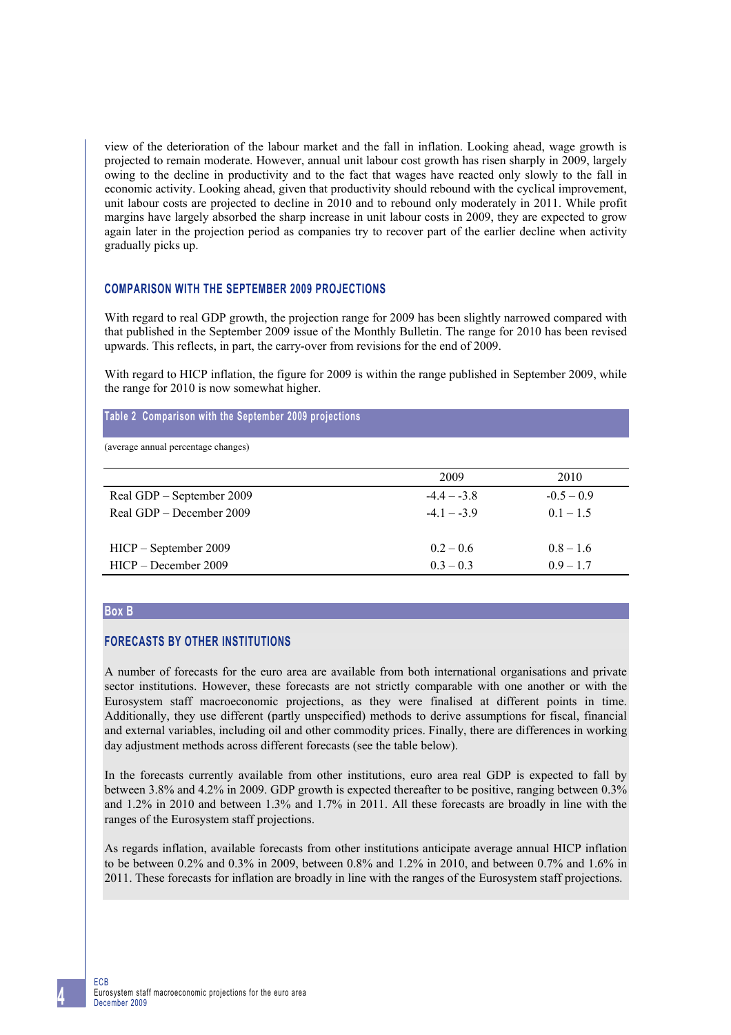view of the deterioration of the labour market and the fall in inflation. Looking ahead, wage growth is projected to remain moderate. However, annual unit labour cost growth has risen sharply in 2009, largely owing to the decline in productivity and to the fact that wages have reacted only slowly to the fall in economic activity. Looking ahead, given that productivity should rebound with the cyclical improvement, unit labour costs are projected to decline in 2010 and to rebound only moderately in 2011. While profit margins have largely absorbed the sharp increase in unit labour costs in 2009, they are expected to grow again later in the projection period as companies try to recover part of the earlier decline when activity gradually picks up.

## COMPARISON WITH THE SEPTEMBER 2009 PROJECTIONS

With regard to real GDP growth, the projection range for 2009 has been slightly narrowed compared with that published in the September 2009 issue of the Monthly Bulletin. The range for 2010 has been revised upwards. This reflects, in part, the carry-over from revisions for the end of 2009.

With regard to HICP inflation, the figure for 2009 is within the range published in September 2009, while the range for 2010 is now somewhat higher.

**Table 2 Comparison with the September 2009 projections**

(average annual percentage changes)

| | 2009 | 2010 |
|---|---|---|
| Real GDP – September 2009 | -4.4 – -3.8 | -0.5 – 0.9 |
| Real GDP – December 2009 | -4.1 – -3.9 | 0.1 – 1.5 |
| | | |
| HICP – September 2009 | 0.2 – 0.6 | 0.8 – 1.6 |
| HICP – December 2009 | 0.3 – 0.3 | 0.9 – 1.7 |

## Box B

### FORECASTS BY OTHER INSTITUTIONS

A number of forecasts for the euro area are available from both international organisations and private sector institutions. However, these forecasts are not strictly comparable with one another or with the Eurosystem staff macroeconomic projections, as they were finalised at different points in time. Additionally, they use different (partly unspecified) methods to derive assumptions for fiscal, financial and external variables, including oil and other commodity prices. Finally, there are differences in working day adjustment methods across different forecasts (see the table below).

In the forecasts currently available from other institutions, euro area real GDP is expected to fall by between 3.8% and 4.2% in 2009. GDP growth is expected thereafter to be positive, ranging between 0.3% and 1.2% in 2010 and between 1.3% and 1.7% in 2011. All these forecasts are broadly in line with the ranges of the Eurosystem staff projections.

As regards inflation, available forecasts from other institutions anticipate average annual HICP inflation to be between 0.2% and 0.3% in 2009, between 0.8% and 1.2% in 2010, and between 0.7% and 1.6% in 2011. These forecasts for inflation are broadly in line with the ranges of the Eurosystem staff projections.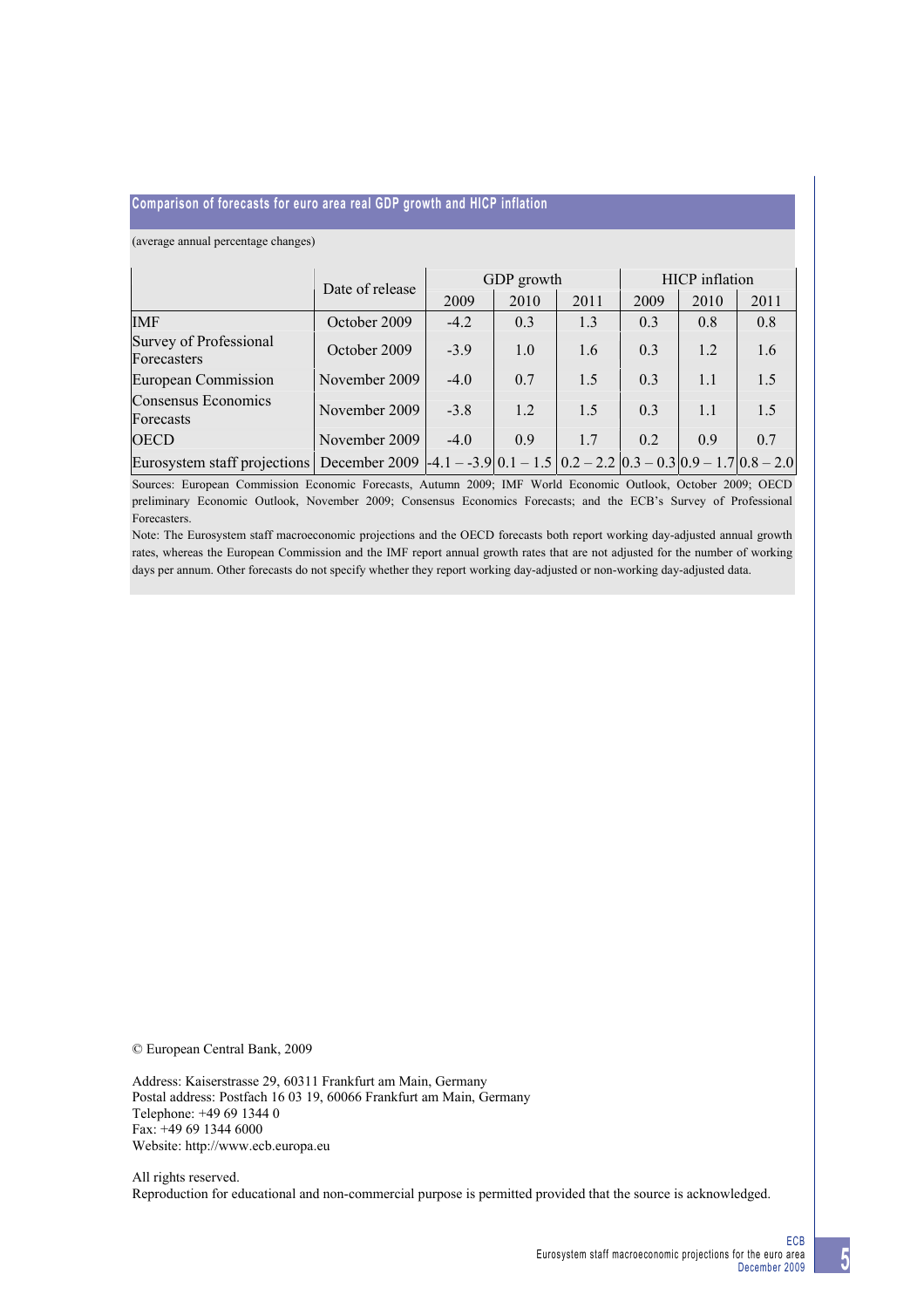### Comparison of forecasts for euro area real GDP growth and HICP inflation

(average annual percentage changes)

| | Date of release | GDP growth | | | HICP inflation | | |
|---|---|---|---|---|---|---|---|
| | | 2009 | 2010 | 2011 | 2009 | 2010 | 2011 |
| IMF | October 2009 | -4.2 | 0.3 | 1.3 | 0.3 | 0.8 | 0.8 |
| Survey of Professional Forecasters | October 2009 | -3.9 | 1.0 | 1.6 | 0.3 | 1.2 | 1.6 |
| European Commission | November 2009 | -4.0 | 0.7 | 1.5 | 0.3 | 1.1 | 1.5 |
| Consensus Economics Forecasts | November 2009 | -3.8 | 1.2 | 1.5 | 0.3 | 1.1 | 1.5 |
| OECD | November 2009 | -4.0 | 0.9 | 1.7 | 0.2 | 0.9 | 0.7 |
| Eurosystem staff projections | December 2009 | -4.1 – -3.9 | 0.1 – 1.5 | 0.2 – 2.2 | 0.3 – 0.3 | 0.9 – 1.7 | 0.8 – 2.0 |

Sources: European Commission Economic Forecasts, Autumn 2009; IMF World Economic Outlook, October 2009; OECD preliminary Economic Outlook, November 2009; Consensus Economics Forecasts; and the ECB's Survey of Professional Forecasters.

Note: The Eurosystem staff macroeconomic projections and the OECD forecasts both report working day-adjusted annual growth rates, whereas the European Commission and the IMF report annual growth rates that are not adjusted for the number of working days per annum. Other forecasts do not specify whether they report working day-adjusted or non-working day-adjusted data.

© European Central Bank, 2009

Address: Kaiserstrasse 29, 60311 Frankfurt am Main, Germany
Postal address: Postfach 16 03 19, 60066 Frankfurt am Main, Germany
Telephone: +49 69 1344 0
Fax: +49 69 1344 6000
Website: http://www.ecb.europa.eu

All rights reserved.
Reproduction for educational and non-commercial purpose is permitted provided that the source is acknowledged.